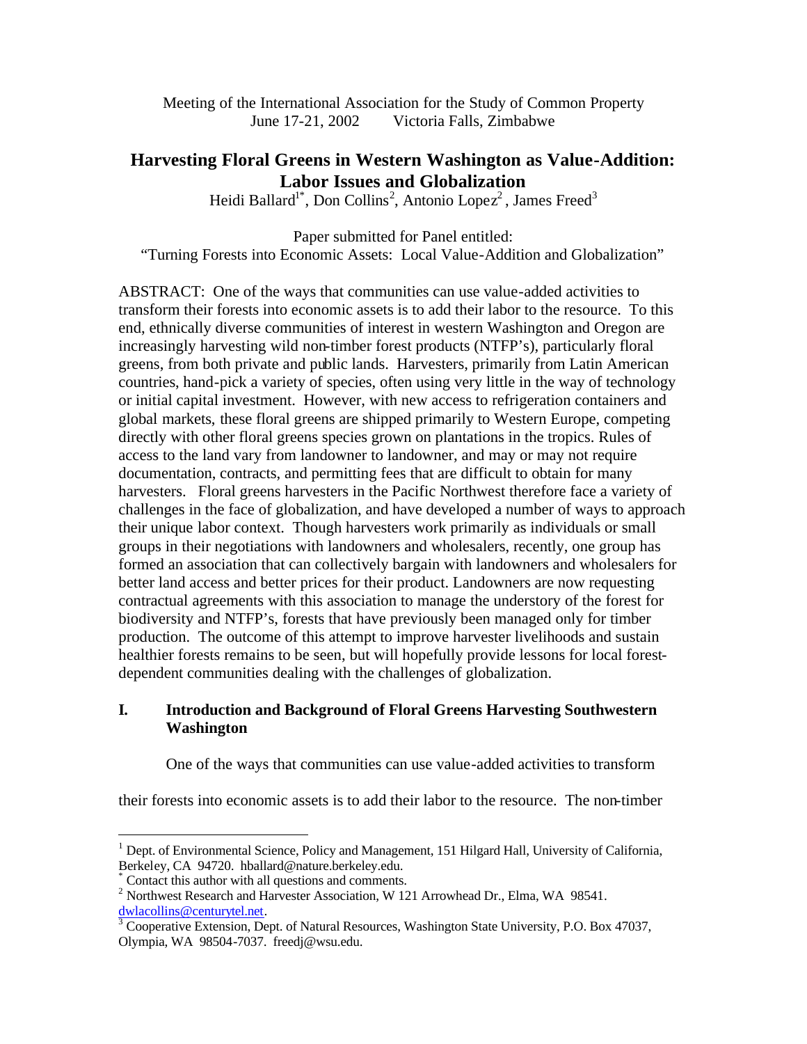Meeting of the International Association for the Study of Common Property
June 17-21, 2002    Victoria Falls, Zimbabwe

# Harvesting Floral Greens in Western Washington as Value-Addition: Labor Issues and Globalization

Heidi Ballard[1*], Don Collins[2], Antonio Lopez[2], James Freed[3]

Paper submitted for Panel entitled:
"Turning Forests into Economic Assets: Local Value-Addition and Globalization"

ABSTRACT: One of the ways that communities can use value-added activities to transform their forests into economic assets is to add their labor to the resource. To this end, ethnically diverse communities of interest in western Washington and Oregon are increasingly harvesting wild non-timber forest products (NTFP's), particularly floral greens, from both private and public lands. Harvesters, primarily from Latin American countries, hand-pick a variety of species, often using very little in the way of technology or initial capital investment. However, with new access to refrigeration containers and global markets, these floral greens are shipped primarily to Western Europe, competing directly with other floral greens species grown on plantations in the tropics. Rules of access to the land vary from landowner to landowner, and may or may not require documentation, contracts, and permitting fees that are difficult to obtain for many harvesters. Floral greens harvesters in the Pacific Northwest therefore face a variety of challenges in the face of globalization, and have developed a number of ways to approach their unique labor context. Though harvesters work primarily as individuals or small groups in their negotiations with landowners and wholesalers, recently, one group has formed an association that can collectively bargain with landowners and wholesalers for better land access and better prices for their product. Landowners are now requesting contractual agreements with this association to manage the understory of the forest for biodiversity and NTFP's, forests that have previously been managed only for timber production. The outcome of this attempt to improve harvester livelihoods and sustain healthier forests remains to be seen, but will hopefully provide lessons for local forest-dependent communities dealing with the challenges of globalization.

## I. Introduction and Background of Floral Greens Harvesting Southwestern Washington

One of the ways that communities can use value-added activities to transform their forests into economic assets is to add their labor to the resource. The non-timber

---

[1] Dept. of Environmental Science, Policy and Management, 151 Hilgard Hall, University of California, Berkeley, CA 94720. hballard@nature.berkeley.edu.

[*] Contact this author with all questions and comments.

[2] Northwest Research and Harvester Association, W 121 Arrowhead Dr., Elma, WA 98541. dwlacollins@centurytel.net.

[3] Cooperative Extension, Dept. of Natural Resources, Washington State University, P.O. Box 47037, Olympia, WA 98504-7037. freedj@wsu.edu.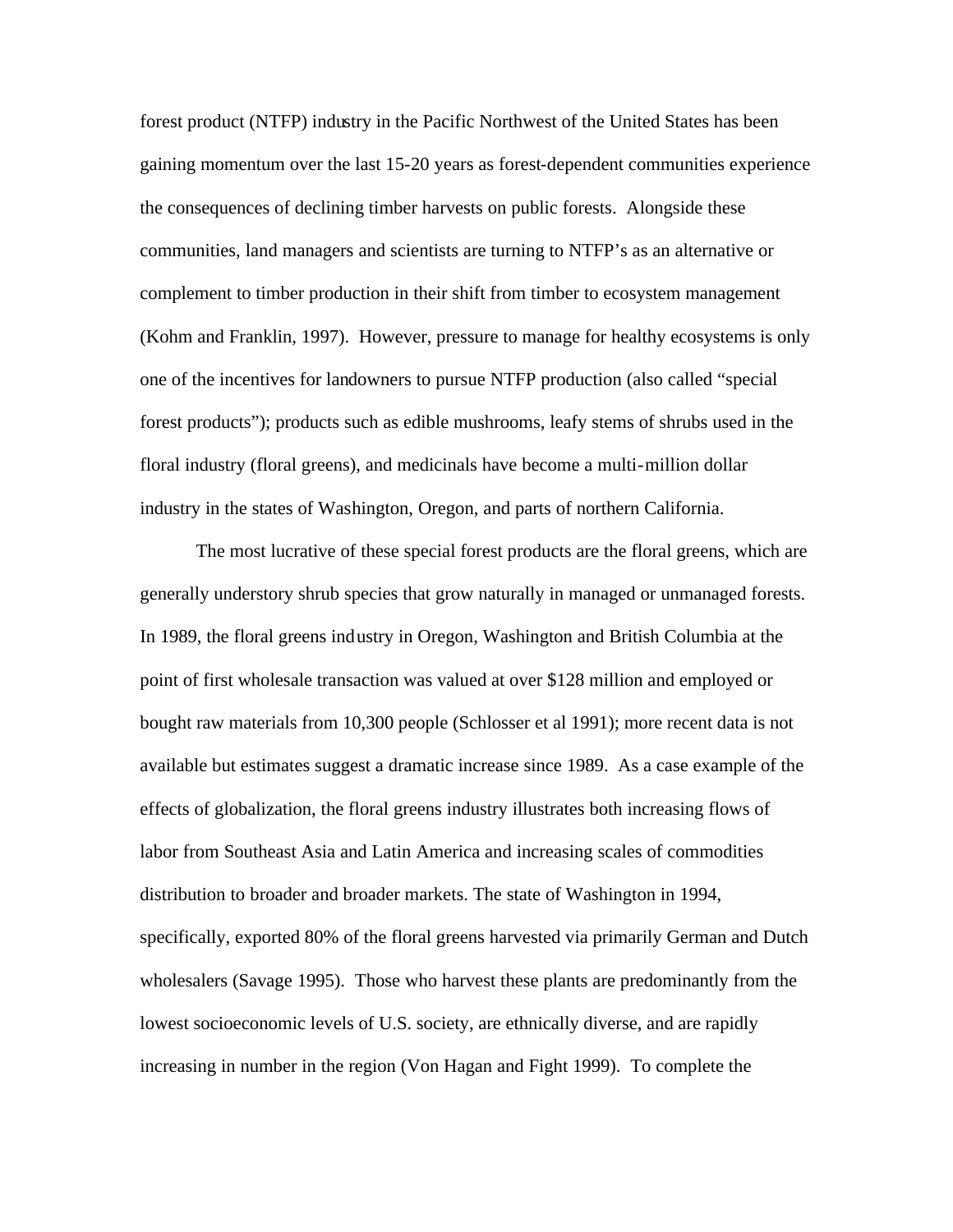forest product (NTFP) industry in the Pacific Northwest of the United States has been gaining momentum over the last 15-20 years as forest-dependent communities experience the consequences of declining timber harvests on public forests. Alongside these communities, land managers and scientists are turning to NTFP's as an alternative or complement to timber production in their shift from timber to ecosystem management (Kohm and Franklin, 1997). However, pressure to manage for healthy ecosystems is only one of the incentives for landowners to pursue NTFP production (also called "special forest products"); products such as edible mushrooms, leafy stems of shrubs used in the floral industry (floral greens), and medicinals have become a multi-million dollar industry in the states of Washington, Oregon, and parts of northern California.

The most lucrative of these special forest products are the floral greens, which are generally understory shrub species that grow naturally in managed or unmanaged forests. In 1989, the floral greens industry in Oregon, Washington and British Columbia at the point of first wholesale transaction was valued at over $128 million and employed or bought raw materials from 10,300 people (Schlosser et al 1991); more recent data is not available but estimates suggest a dramatic increase since 1989. As a case example of the effects of globalization, the floral greens industry illustrates both increasing flows of labor from Southeast Asia and Latin America and increasing scales of commodities distribution to broader and broader markets. The state of Washington in 1994, specifically, exported 80% of the floral greens harvested via primarily German and Dutch wholesalers (Savage 1995). Those who harvest these plants are predominantly from the lowest socioeconomic levels of U.S. society, are ethnically diverse, and are rapidly increasing in number in the region (Von Hagan and Fight 1999). To complete the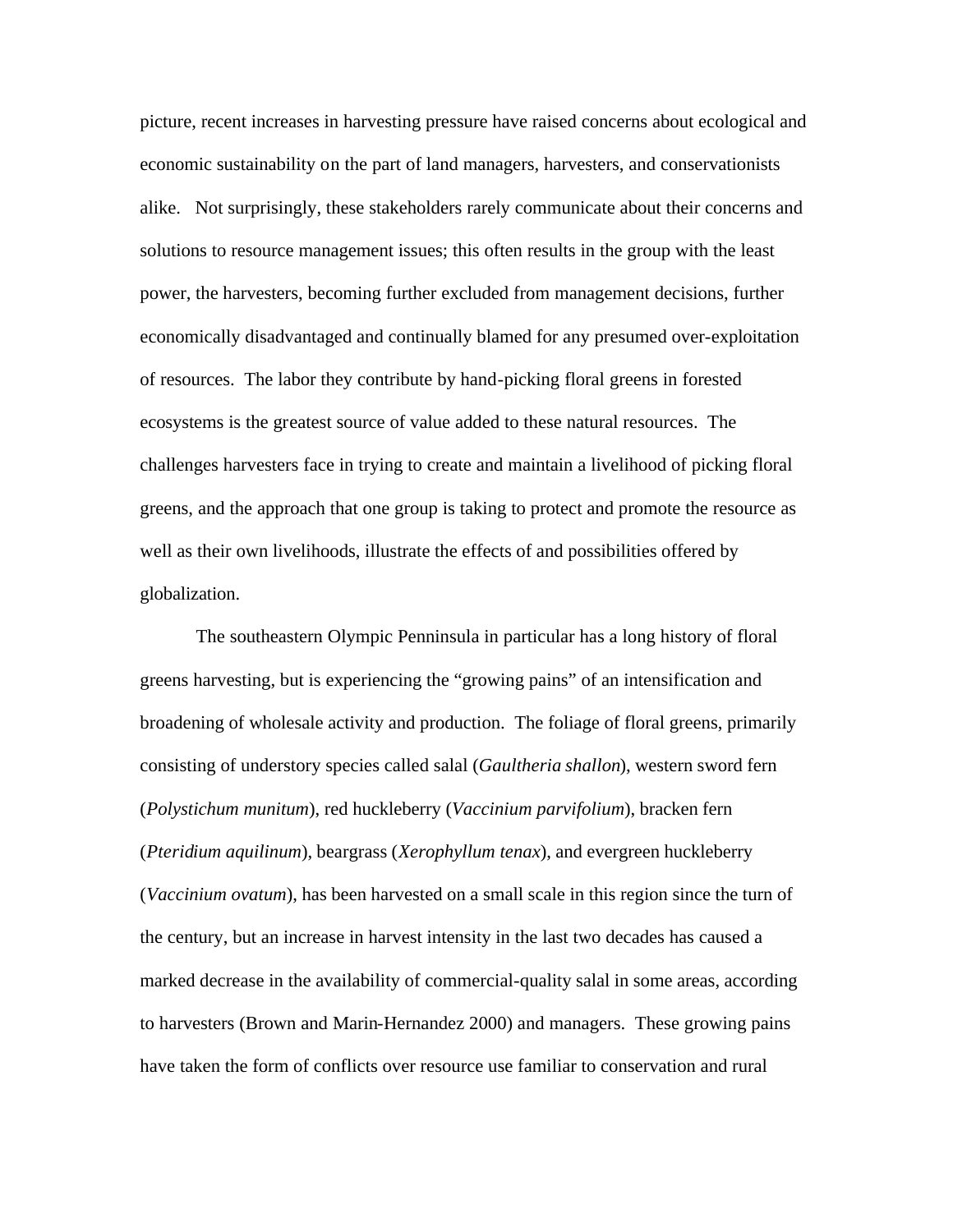picture, recent increases in harvesting pressure have raised concerns about ecological and economic sustainability on the part of land managers, harvesters, and conservationists alike. Not surprisingly, these stakeholders rarely communicate about their concerns and solutions to resource management issues; this often results in the group with the least power, the harvesters, becoming further excluded from management decisions, further economically disadvantaged and continually blamed for any presumed over-exploitation of resources. The labor they contribute by hand-picking floral greens in forested ecosystems is the greatest source of value added to these natural resources. The challenges harvesters face in trying to create and maintain a livelihood of picking floral greens, and the approach that one group is taking to protect and promote the resource as well as their own livelihoods, illustrate the effects of and possibilities offered by globalization.

The southeastern Olympic Penninsula in particular has a long history of floral greens harvesting, but is experiencing the "growing pains" of an intensification and broadening of wholesale activity and production. The foliage of floral greens, primarily consisting of understory species called salal (*Gaultheria shallon*), western sword fern (*Polystichum munitum*), red huckleberry (*Vaccinium parvifolium*), bracken fern (*Pteridium aquilinum*), beargrass (*Xerophyllum tenax*), and evergreen huckleberry (*Vaccinium ovatum*), has been harvested on a small scale in this region since the turn of the century, but an increase in harvest intensity in the last two decades has caused a marked decrease in the availability of commercial-quality salal in some areas, according to harvesters (Brown and Marin-Hernandez 2000) and managers. These growing pains have taken the form of conflicts over resource use familiar to conservation and rural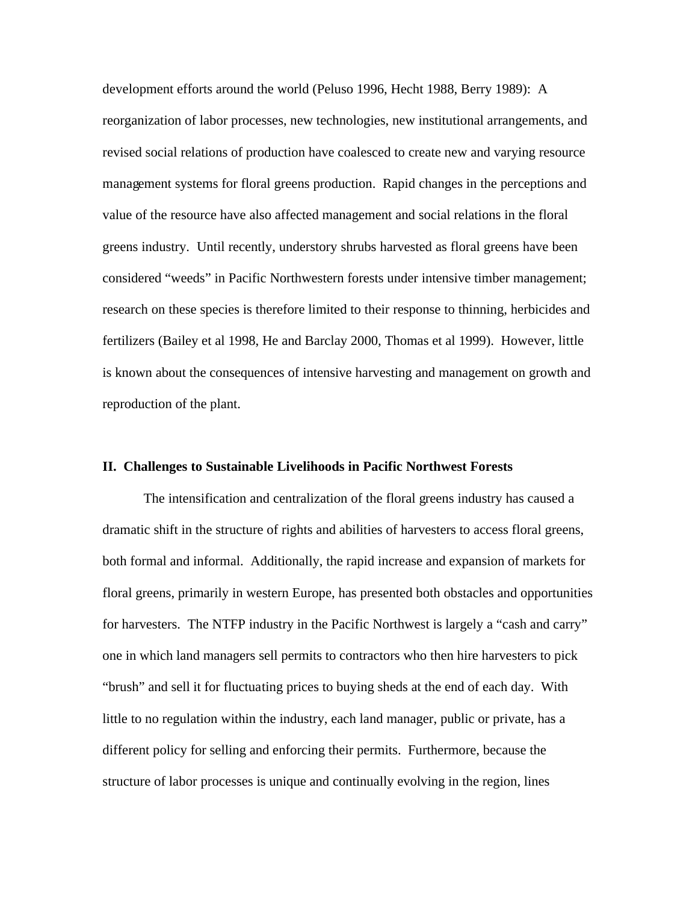development efforts around the world (Peluso 1996, Hecht 1988, Berry 1989): A reorganization of labor processes, new technologies, new institutional arrangements, and revised social relations of production have coalesced to create new and varying resource management systems for floral greens production. Rapid changes in the perceptions and value of the resource have also affected management and social relations in the floral greens industry. Until recently, understory shrubs harvested as floral greens have been considered "weeds" in Pacific Northwestern forests under intensive timber management; research on these species is therefore limited to their response to thinning, herbicides and fertilizers (Bailey et al 1998, He and Barclay 2000, Thomas et al 1999). However, little is known about the consequences of intensive harvesting and management on growth and reproduction of the plant.

## II. Challenges to Sustainable Livelihoods in Pacific Northwest Forests

The intensification and centralization of the floral greens industry has caused a dramatic shift in the structure of rights and abilities of harvesters to access floral greens, both formal and informal. Additionally, the rapid increase and expansion of markets for floral greens, primarily in western Europe, has presented both obstacles and opportunities for harvesters. The NTFP industry in the Pacific Northwest is largely a "cash and carry" one in which land managers sell permits to contractors who then hire harvesters to pick "brush" and sell it for fluctuating prices to buying sheds at the end of each day. With little to no regulation within the industry, each land manager, public or private, has a different policy for selling and enforcing their permits. Furthermore, because the structure of labor processes is unique and continually evolving in the region, lines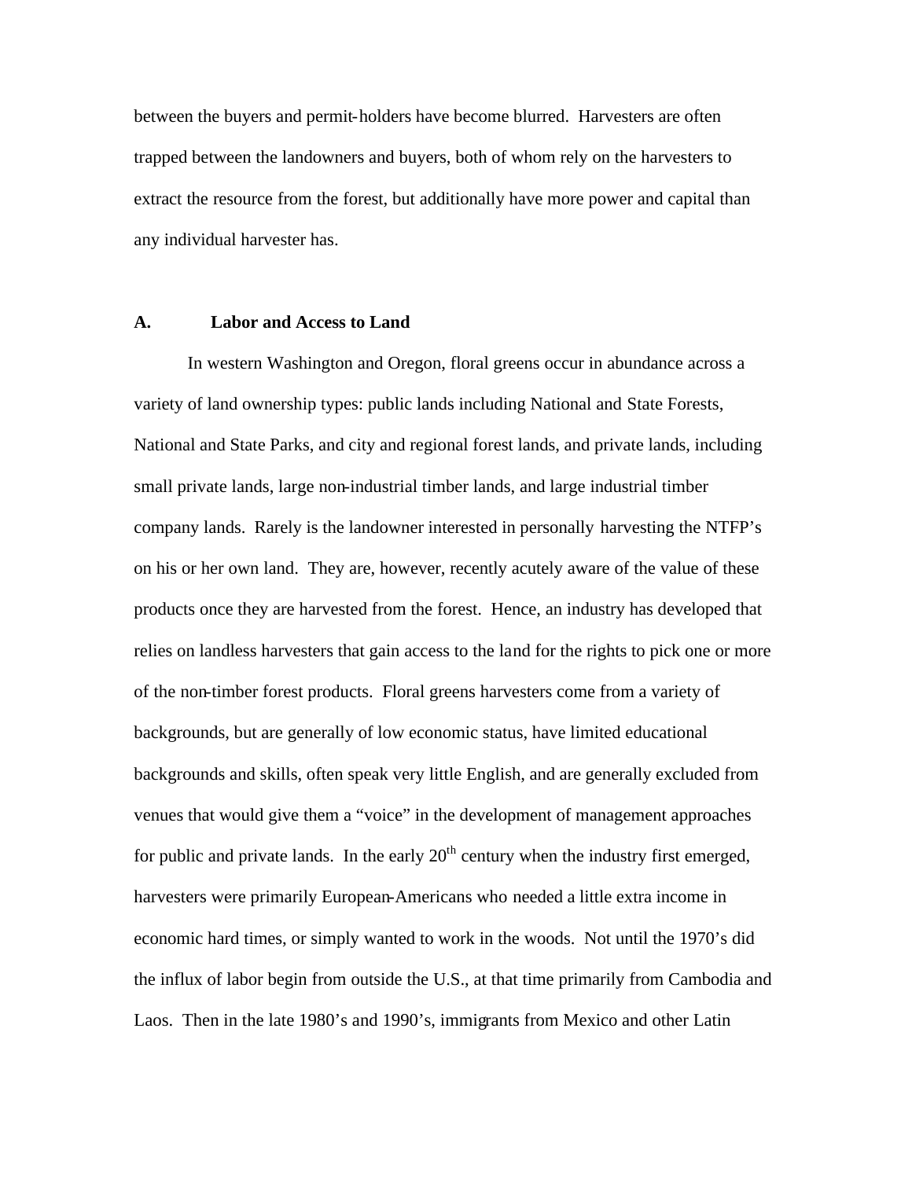between the buyers and permit-holders have become blurred. Harvesters are often trapped between the landowners and buyers, both of whom rely on the harvesters to extract the resource from the forest, but additionally have more power and capital than any individual harvester has.

## A. Labor and Access to Land

In western Washington and Oregon, floral greens occur in abundance across a variety of land ownership types: public lands including National and State Forests, National and State Parks, and city and regional forest lands, and private lands, including small private lands, large non-industrial timber lands, and large industrial timber company lands. Rarely is the landowner interested in personally harvesting the NTFP's on his or her own land. They are, however, recently acutely aware of the value of these products once they are harvested from the forest. Hence, an industry has developed that relies on landless harvesters that gain access to the land for the rights to pick one or more of the non-timber forest products. Floral greens harvesters come from a variety of backgrounds, but are generally of low economic status, have limited educational backgrounds and skills, often speak very little English, and are generally excluded from venues that would give them a "voice" in the development of management approaches for public and private lands. In the early 20th century when the industry first emerged, harvesters were primarily European-Americans who needed a little extra income in economic hard times, or simply wanted to work in the woods. Not until the 1970's did the influx of labor begin from outside the U.S., at that time primarily from Cambodia and Laos. Then in the late 1980's and 1990's, immigrants from Mexico and other Latin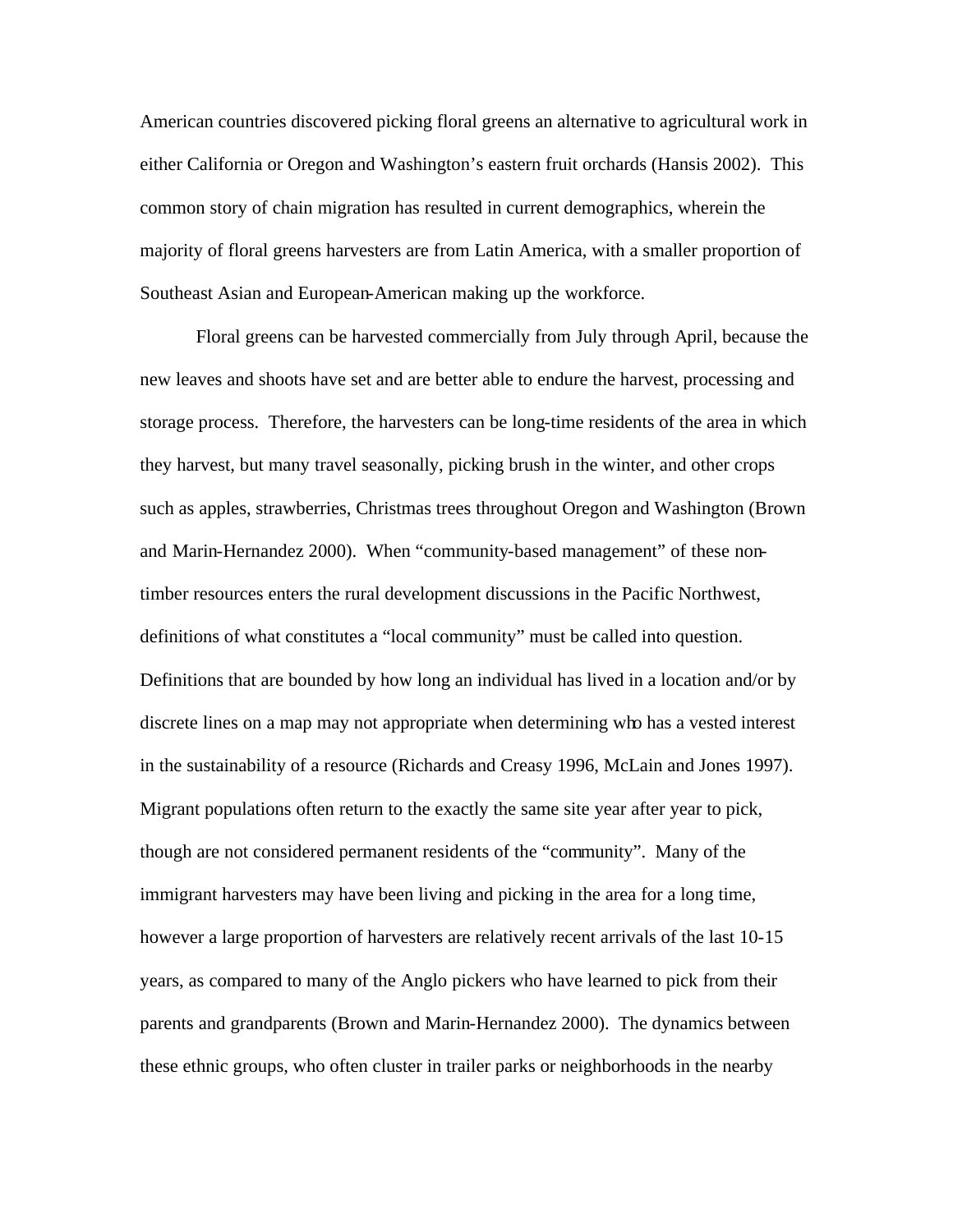American countries discovered picking floral greens an alternative to agricultural work in either California or Oregon and Washington's eastern fruit orchards (Hansis 2002). This common story of chain migration has resulted in current demographics, wherein the majority of floral greens harvesters are from Latin America, with a smaller proportion of Southeast Asian and European-American making up the workforce.

Floral greens can be harvested commercially from July through April, because the new leaves and shoots have set and are better able to endure the harvest, processing and storage process. Therefore, the harvesters can be long-time residents of the area in which they harvest, but many travel seasonally, picking brush in the winter, and other crops such as apples, strawberries, Christmas trees throughout Oregon and Washington (Brown and Marin-Hernandez 2000). When "community-based management" of these non-timber resources enters the rural development discussions in the Pacific Northwest, definitions of what constitutes a "local community" must be called into question. Definitions that are bounded by how long an individual has lived in a location and/or by discrete lines on a map may not appropriate when determining who has a vested interest in the sustainability of a resource (Richards and Creasy 1996, McLain and Jones 1997). Migrant populations often return to the exactly the same site year after year to pick, though are not considered permanent residents of the "community". Many of the immigrant harvesters may have been living and picking in the area for a long time, however a large proportion of harvesters are relatively recent arrivals of the last 10-15 years, as compared to many of the Anglo pickers who have learned to pick from their parents and grandparents (Brown and Marin-Hernandez 2000). The dynamics between these ethnic groups, who often cluster in trailer parks or neighborhoods in the nearby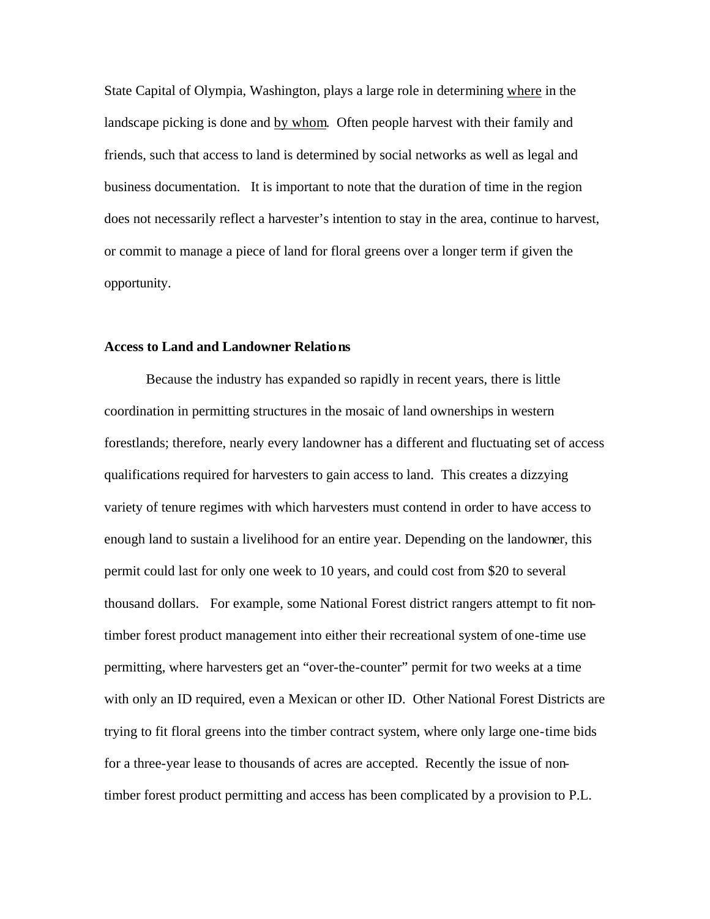State Capital of Olympia, Washington, plays a large role in determining where in the landscape picking is done and by whom. Often people harvest with their family and friends, such that access to land is determined by social networks as well as legal and business documentation. It is important to note that the duration of time in the region does not necessarily reflect a harvester's intention to stay in the area, continue to harvest, or commit to manage a piece of land for floral greens over a longer term if given the opportunity.

**Access to Land and Landowner Relations**

Because the industry has expanded so rapidly in recent years, there is little coordination in permitting structures in the mosaic of land ownerships in western forestlands; therefore, nearly every landowner has a different and fluctuating set of access qualifications required for harvesters to gain access to land. This creates a dizzying variety of tenure regimes with which harvesters must contend in order to have access to enough land to sustain a livelihood for an entire year. Depending on the landowner, this permit could last for only one week to 10 years, and could cost from $20 to several thousand dollars. For example, some National Forest district rangers attempt to fit non-timber forest product management into either their recreational system of one-time use permitting, where harvesters get an "over-the-counter" permit for two weeks at a time with only an ID required, even a Mexican or other ID. Other National Forest Districts are trying to fit floral greens into the timber contract system, where only large one-time bids for a three-year lease to thousands of acres are accepted. Recently the issue of non-timber forest product permitting and access has been complicated by a provision to P.L.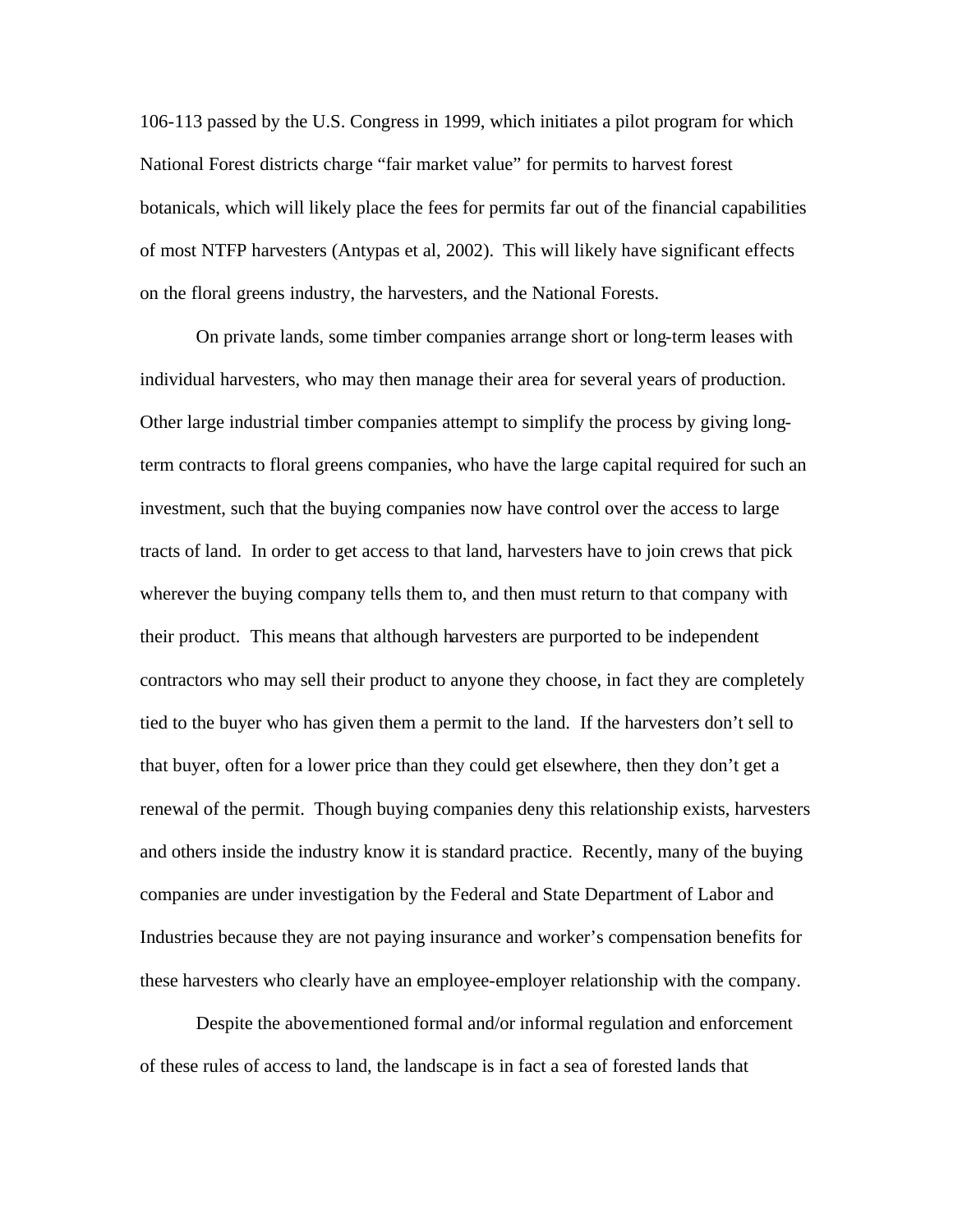106-113 passed by the U.S. Congress in 1999, which initiates a pilot program for which National Forest districts charge "fair market value" for permits to harvest forest botanicals, which will likely place the fees for permits far out of the financial capabilities of most NTFP harvesters (Antypas et al, 2002). This will likely have significant effects on the floral greens industry, the harvesters, and the National Forests.

On private lands, some timber companies arrange short or long-term leases with individual harvesters, who may then manage their area for several years of production. Other large industrial timber companies attempt to simplify the process by giving long-term contracts to floral greens companies, who have the large capital required for such an investment, such that the buying companies now have control over the access to large tracts of land. In order to get access to that land, harvesters have to join crews that pick wherever the buying company tells them to, and then must return to that company with their product. This means that although harvesters are purported to be independent contractors who may sell their product to anyone they choose, in fact they are completely tied to the buyer who has given them a permit to the land. If the harvesters don't sell to that buyer, often for a lower price than they could get elsewhere, then they don't get a renewal of the permit. Though buying companies deny this relationship exists, harvesters and others inside the industry know it is standard practice. Recently, many of the buying companies are under investigation by the Federal and State Department of Labor and Industries because they are not paying insurance and worker's compensation benefits for these harvesters who clearly have an employee-employer relationship with the company.

Despite the abovementioned formal and/or informal regulation and enforcement of these rules of access to land, the landscape is in fact a sea of forested lands that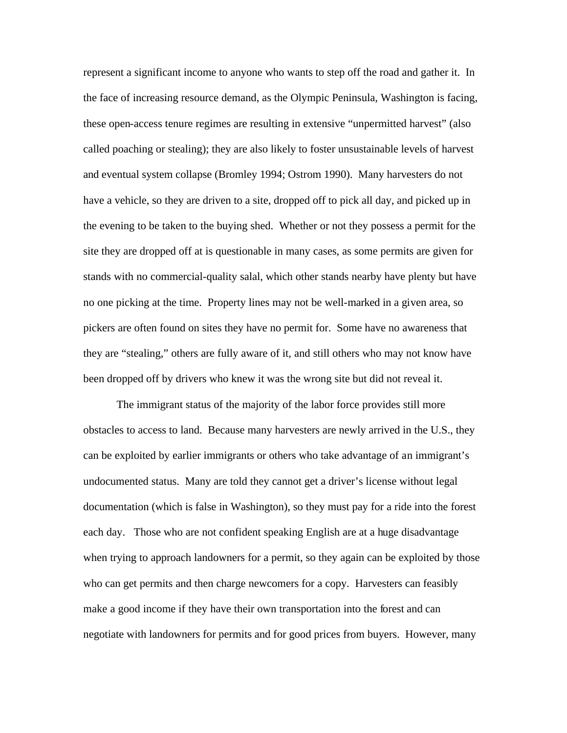represent a significant income to anyone who wants to step off the road and gather it. In the face of increasing resource demand, as the Olympic Peninsula, Washington is facing, these open-access tenure regimes are resulting in extensive "unpermitted harvest" (also called poaching or stealing); they are also likely to foster unsustainable levels of harvest and eventual system collapse (Bromley 1994; Ostrom 1990). Many harvesters do not have a vehicle, so they are driven to a site, dropped off to pick all day, and picked up in the evening to be taken to the buying shed. Whether or not they possess a permit for the site they are dropped off at is questionable in many cases, as some permits are given for stands with no commercial-quality salal, which other stands nearby have plenty but have no one picking at the time. Property lines may not be well-marked in a given area, so pickers are often found on sites they have no permit for. Some have no awareness that they are "stealing," others are fully aware of it, and still others who may not know have been dropped off by drivers who knew it was the wrong site but did not reveal it.

The immigrant status of the majority of the labor force provides still more obstacles to access to land. Because many harvesters are newly arrived in the U.S., they can be exploited by earlier immigrants or others who take advantage of an immigrant's undocumented status. Many are told they cannot get a driver's license without legal documentation (which is false in Washington), so they must pay for a ride into the forest each day. Those who are not confident speaking English are at a huge disadvantage when trying to approach landowners for a permit, so they again can be exploited by those who can get permits and then charge newcomers for a copy. Harvesters can feasibly make a good income if they have their own transportation into the forest and can negotiate with landowners for permits and for good prices from buyers. However, many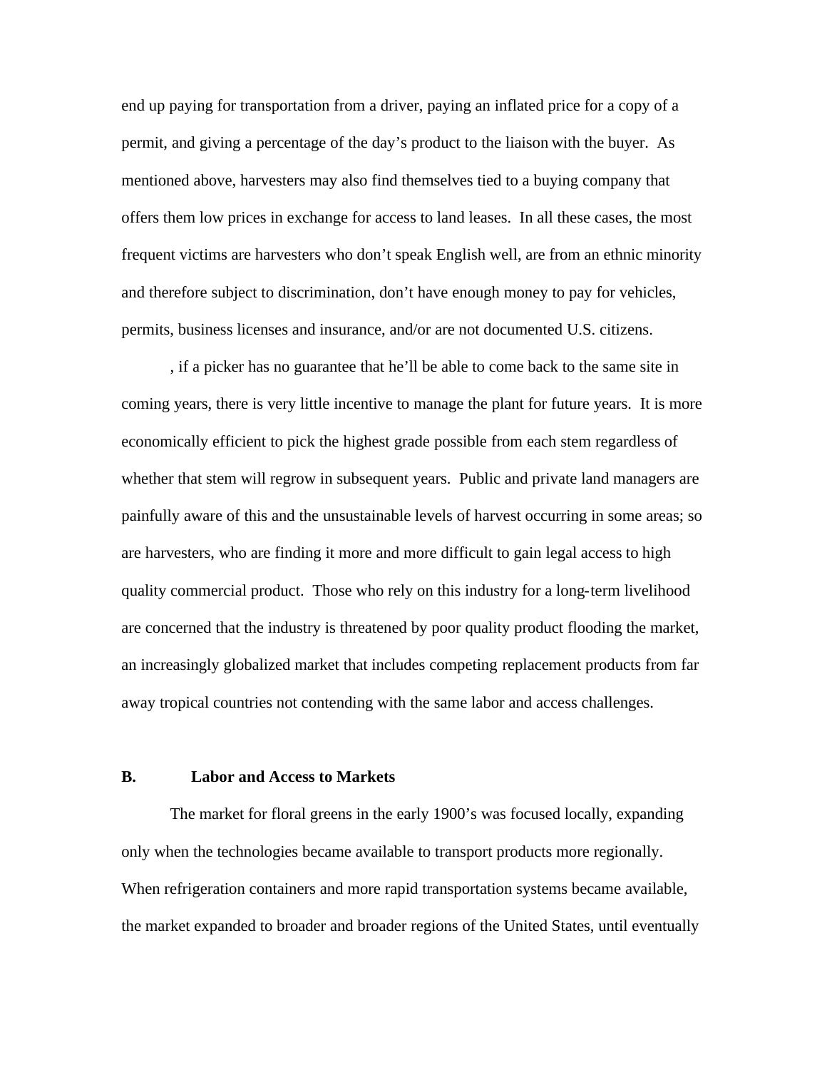end up paying for transportation from a driver, paying an inflated price for a copy of a permit, and giving a percentage of the day's product to the liaison with the buyer. As mentioned above, harvesters may also find themselves tied to a buying company that offers them low prices in exchange for access to land leases. In all these cases, the most frequent victims are harvesters who don't speak English well, are from an ethnic minority and therefore subject to discrimination, don't have enough money to pay for vehicles, permits, business licenses and insurance, and/or are not documented U.S. citizens.

, if a picker has no guarantee that he'll be able to come back to the same site in coming years, there is very little incentive to manage the plant for future years. It is more economically efficient to pick the highest grade possible from each stem regardless of whether that stem will regrow in subsequent years. Public and private land managers are painfully aware of this and the unsustainable levels of harvest occurring in some areas; so are harvesters, who are finding it more and more difficult to gain legal access to high quality commercial product. Those who rely on this industry for a long-term livelihood are concerned that the industry is threatened by poor quality product flooding the market, an increasingly globalized market that includes competing replacement products from far away tropical countries not contending with the same labor and access challenges.

### B. Labor and Access to Markets

The market for floral greens in the early 1900's was focused locally, expanding only when the technologies became available to transport products more regionally. When refrigeration containers and more rapid transportation systems became available, the market expanded to broader and broader regions of the United States, until eventually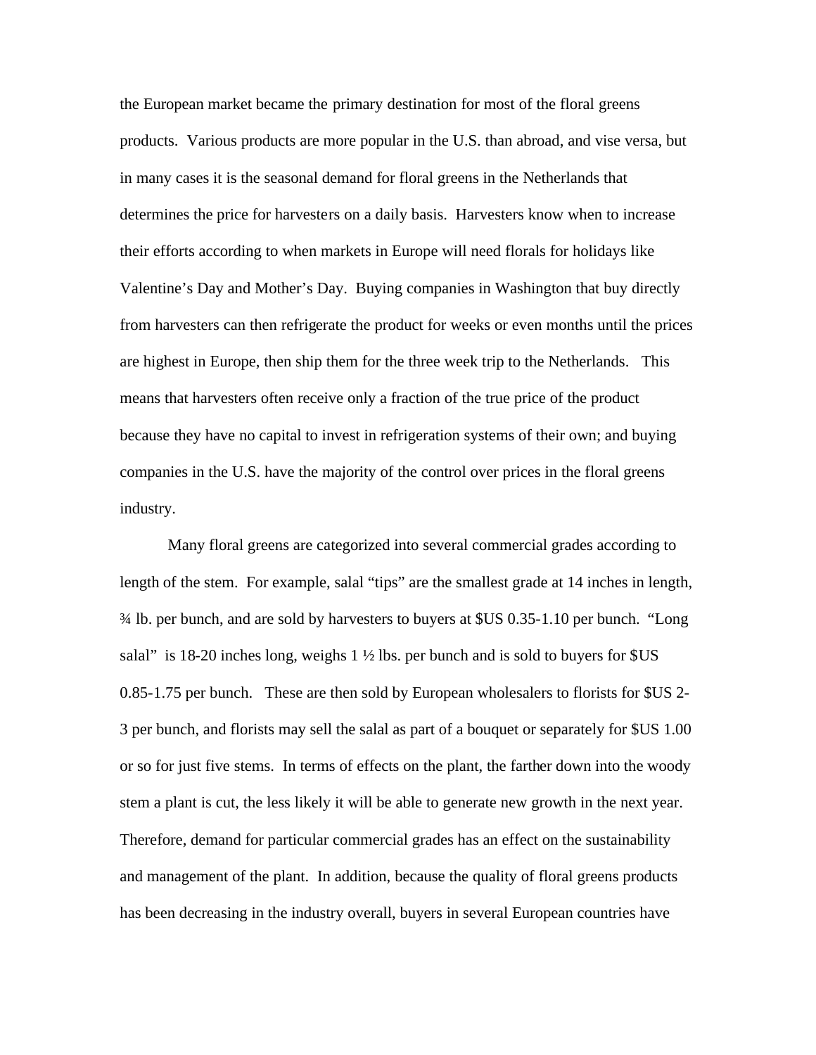the European market became the primary destination for most of the floral greens products. Various products are more popular in the U.S. than abroad, and vise versa, but in many cases it is the seasonal demand for floral greens in the Netherlands that determines the price for harvesters on a daily basis. Harvesters know when to increase their efforts according to when markets in Europe will need florals for holidays like Valentine's Day and Mother's Day. Buying companies in Washington that buy directly from harvesters can then refrigerate the product for weeks or even months until the prices are highest in Europe, then ship them for the three week trip to the Netherlands. This means that harvesters often receive only a fraction of the true price of the product because they have no capital to invest in refrigeration systems of their own; and buying companies in the U.S. have the majority of the control over prices in the floral greens industry.

Many floral greens are categorized into several commercial grades according to length of the stem. For example, salal "tips" are the smallest grade at 14 inches in length, ¾ lb. per bunch, and are sold by harvesters to buyers at $US 0.35-1.10 per bunch. "Long salal" is 18-20 inches long, weighs 1 ½ lbs. per bunch and is sold to buyers for $US 0.85-1.75 per bunch. These are then sold by European wholesalers to florists for $US 2-3 per bunch, and florists may sell the salal as part of a bouquet or separately for $US 1.00 or so for just five stems. In terms of effects on the plant, the farther down into the woody stem a plant is cut, the less likely it will be able to generate new growth in the next year. Therefore, demand for particular commercial grades has an effect on the sustainability and management of the plant. In addition, because the quality of floral greens products has been decreasing in the industry overall, buyers in several European countries have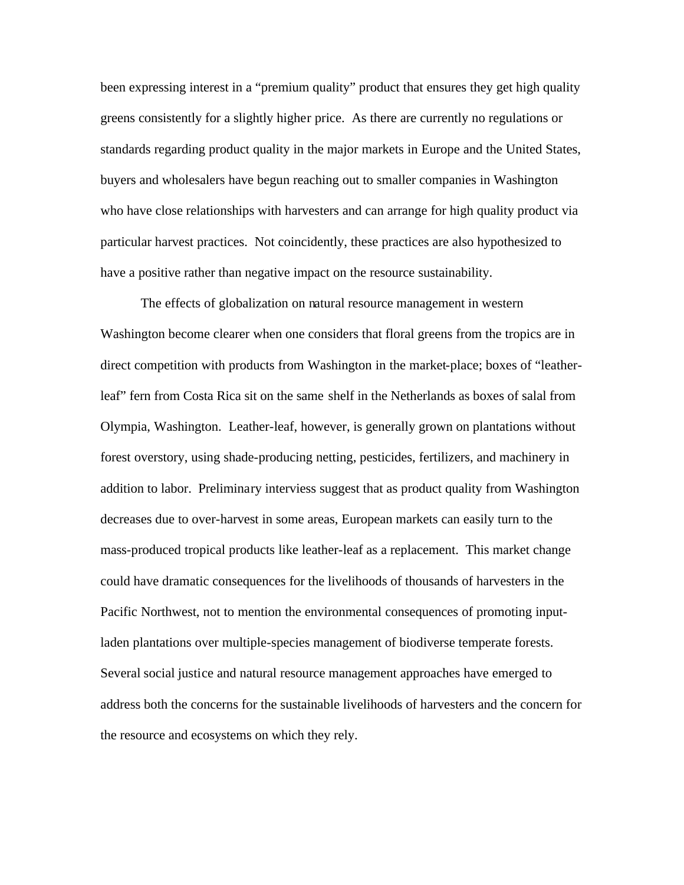been expressing interest in a "premium quality" product that ensures they get high quality greens consistently for a slightly higher price. As there are currently no regulations or standards regarding product quality in the major markets in Europe and the United States, buyers and wholesalers have begun reaching out to smaller companies in Washington who have close relationships with harvesters and can arrange for high quality product via particular harvest practices. Not coincidently, these practices are also hypothesized to have a positive rather than negative impact on the resource sustainability.

The effects of globalization on natural resource management in western Washington become clearer when one considers that floral greens from the tropics are in direct competition with products from Washington in the market-place; boxes of "leather-leaf" fern from Costa Rica sit on the same shelf in the Netherlands as boxes of salal from Olympia, Washington. Leather-leaf, however, is generally grown on plantations without forest overstory, using shade-producing netting, pesticides, fertilizers, and machinery in addition to labor. Preliminary interviess suggest that as product quality from Washington decreases due to over-harvest in some areas, European markets can easily turn to the mass-produced tropical products like leather-leaf as a replacement. This market change could have dramatic consequences for the livelihoods of thousands of harvesters in the Pacific Northwest, not to mention the environmental consequences of promoting input-laden plantations over multiple-species management of biodiverse temperate forests. Several social justice and natural resource management approaches have emerged to address both the concerns for the sustainable livelihoods of harvesters and the concern for the resource and ecosystems on which they rely.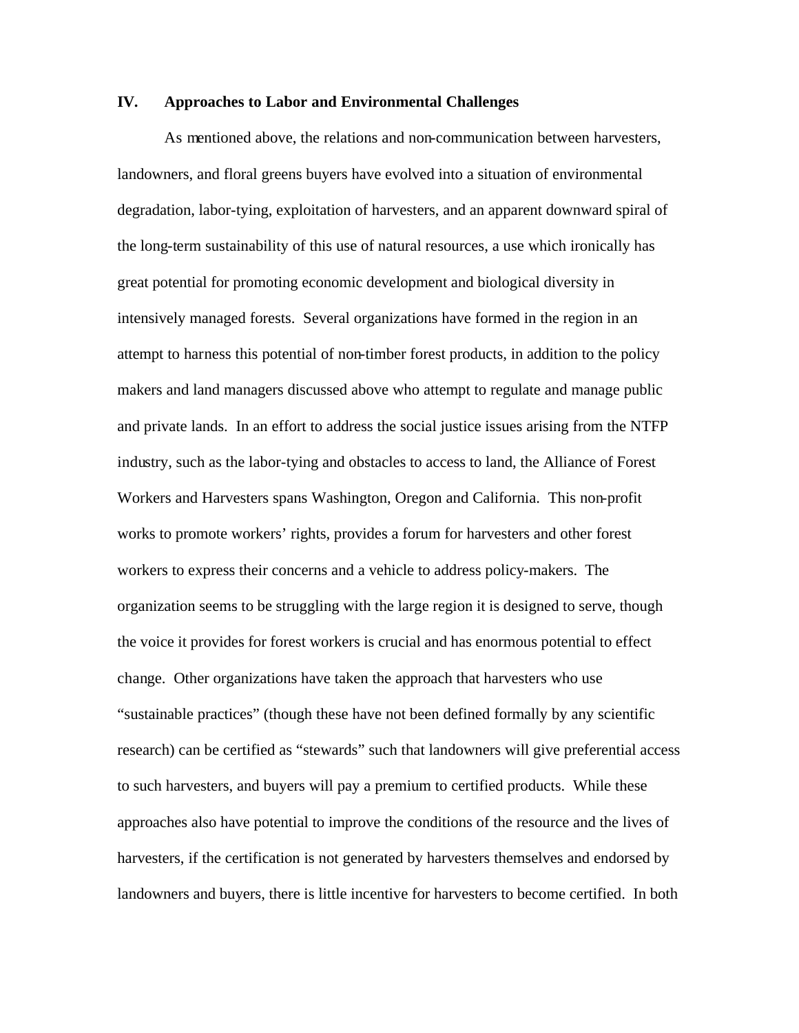## IV. Approaches to Labor and Environmental Challenges

As mentioned above, the relations and non-communication between harvesters, landowners, and floral greens buyers have evolved into a situation of environmental degradation, labor-tying, exploitation of harvesters, and an apparent downward spiral of the long-term sustainability of this use of natural resources, a use which ironically has great potential for promoting economic development and biological diversity in intensively managed forests. Several organizations have formed in the region in an attempt to harness this potential of non-timber forest products, in addition to the policy makers and land managers discussed above who attempt to regulate and manage public and private lands. In an effort to address the social justice issues arising from the NTFP industry, such as the labor-tying and obstacles to access to land, the Alliance of Forest Workers and Harvesters spans Washington, Oregon and California. This non-profit works to promote workers' rights, provides a forum for harvesters and other forest workers to express their concerns and a vehicle to address policy-makers. The organization seems to be struggling with the large region it is designed to serve, though the voice it provides for forest workers is crucial and has enormous potential to effect change. Other organizations have taken the approach that harvesters who use "sustainable practices" (though these have not been defined formally by any scientific research) can be certified as "stewards" such that landowners will give preferential access to such harvesters, and buyers will pay a premium to certified products. While these approaches also have potential to improve the conditions of the resource and the lives of harvesters, if the certification is not generated by harvesters themselves and endorsed by landowners and buyers, there is little incentive for harvesters to become certified. In both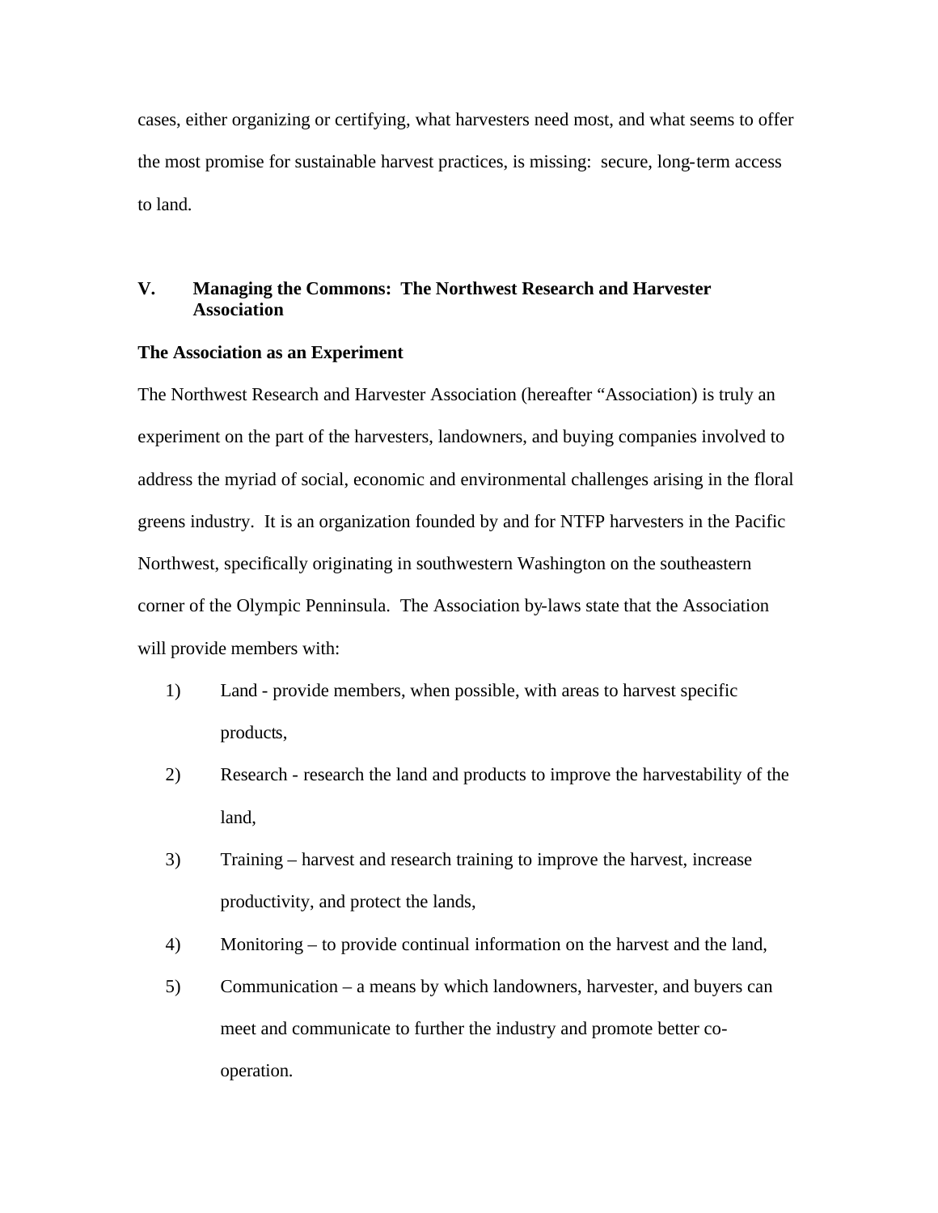cases, either organizing or certifying, what harvesters need most, and what seems to offer the most promise for sustainable harvest practices, is missing: secure, long-term access to land.

## V. Managing the Commons: The Northwest Research and Harvester Association

### The Association as an Experiment

The Northwest Research and Harvester Association (hereafter "Association) is truly an experiment on the part of the harvesters, landowners, and buying companies involved to address the myriad of social, economic and environmental challenges arising in the floral greens industry. It is an organization founded by and for NTFP harvesters in the Pacific Northwest, specifically originating in southwestern Washington on the southeastern corner of the Olympic Penninsula. The Association by-laws state that the Association will provide members with:

1) Land - provide members, when possible, with areas to harvest specific products,
2) Research - research the land and products to improve the harvestability of the land,
3) Training – harvest and research training to improve the harvest, increase productivity, and protect the lands,
4) Monitoring – to provide continual information on the harvest and the land,
5) Communication – a means by which landowners, harvester, and buyers can meet and communicate to further the industry and promote better co-operation.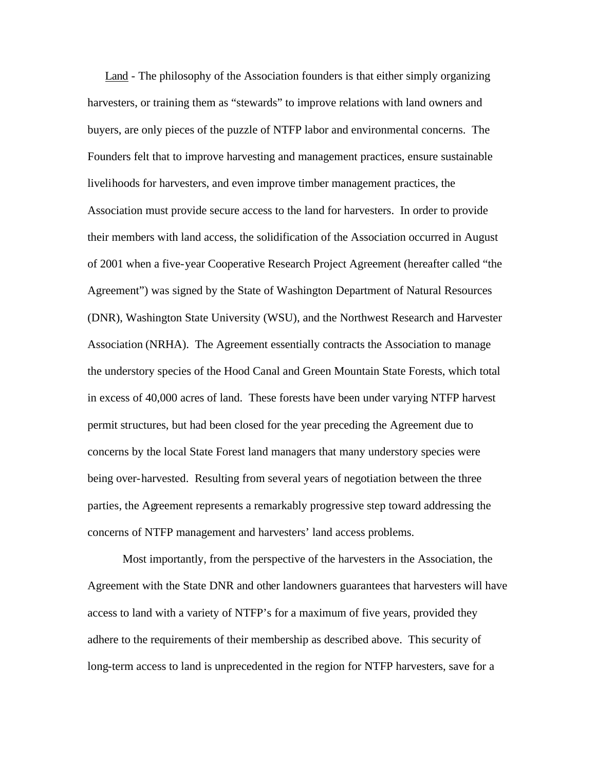Land - The philosophy of the Association founders is that either simply organizing harvesters, or training them as "stewards" to improve relations with land owners and buyers, are only pieces of the puzzle of NTFP labor and environmental concerns. The Founders felt that to improve harvesting and management practices, ensure sustainable livelihoods for harvesters, and even improve timber management practices, the Association must provide secure access to the land for harvesters. In order to provide their members with land access, the solidification of the Association occurred in August of 2001 when a five-year Cooperative Research Project Agreement (hereafter called "the Agreement") was signed by the State of Washington Department of Natural Resources (DNR), Washington State University (WSU), and the Northwest Research and Harvester Association (NRHA). The Agreement essentially contracts the Association to manage the understory species of the Hood Canal and Green Mountain State Forests, which total in excess of 40,000 acres of land. These forests have been under varying NTFP harvest permit structures, but had been closed for the year preceding the Agreement due to concerns by the local State Forest land managers that many understory species were being over-harvested. Resulting from several years of negotiation between the three parties, the Agreement represents a remarkably progressive step toward addressing the concerns of NTFP management and harvesters' land access problems.

Most importantly, from the perspective of the harvesters in the Association, the Agreement with the State DNR and other landowners guarantees that harvesters will have access to land with a variety of NTFP's for a maximum of five years, provided they adhere to the requirements of their membership as described above. This security of long-term access to land is unprecedented in the region for NTFP harvesters, save for a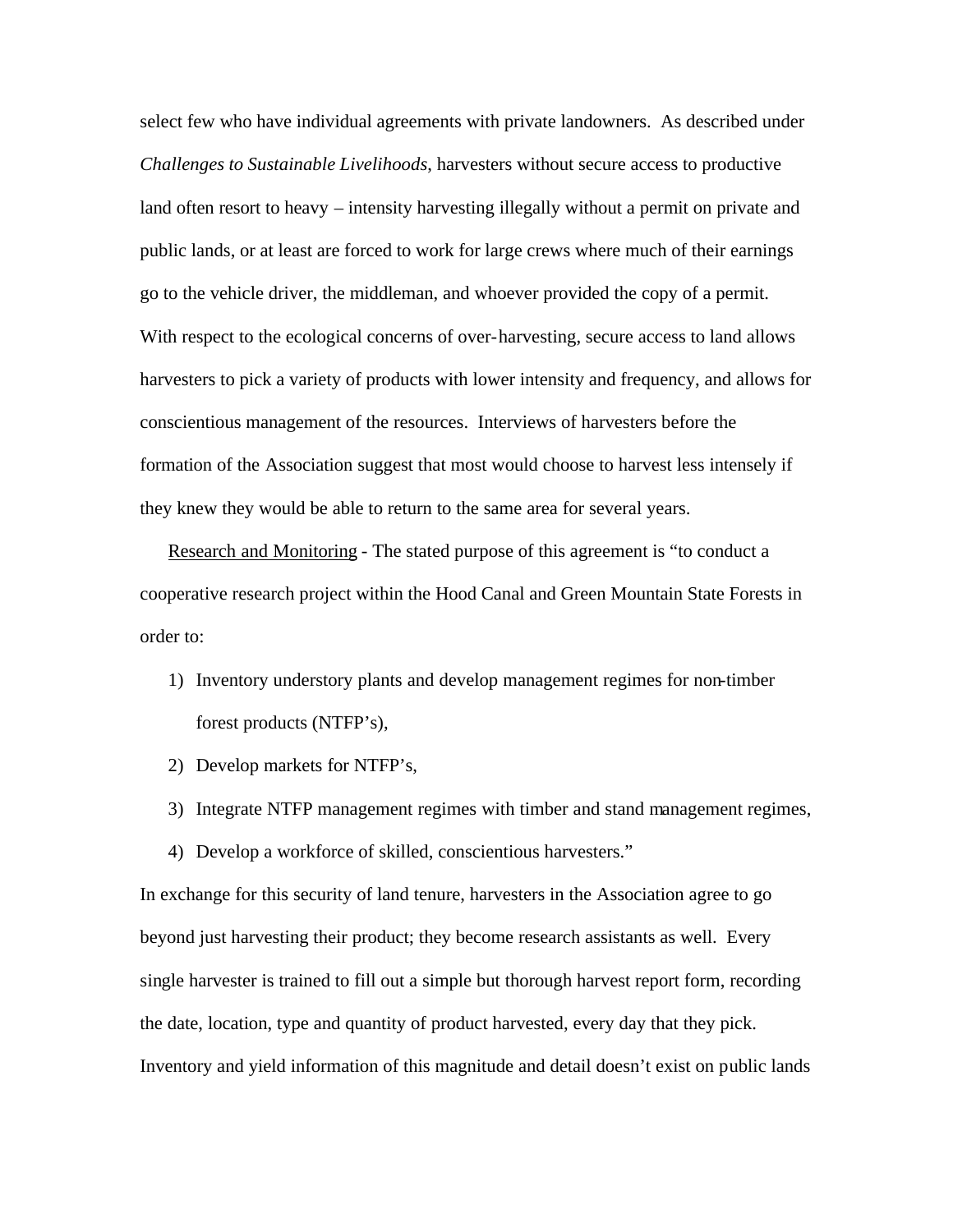select few who have individual agreements with private landowners. As described under *Challenges to Sustainable Livelihoods*, harvesters without secure access to productive land often resort to heavy – intensity harvesting illegally without a permit on private and public lands, or at least are forced to work for large crews where much of their earnings go to the vehicle driver, the middleman, and whoever provided the copy of a permit. With respect to the ecological concerns of over-harvesting, secure access to land allows harvesters to pick a variety of products with lower intensity and frequency, and allows for conscientious management of the resources. Interviews of harvesters before the formation of the Association suggest that most would choose to harvest less intensely if they knew they would be able to return to the same area for several years.

<u>Research and Monitoring</u> - The stated purpose of this agreement is "to conduct a cooperative research project within the Hood Canal and Green Mountain State Forests in order to:

1) Inventory understory plants and develop management regimes for non-timber forest products (NTFP's),
2) Develop markets for NTFP's,
3) Integrate NTFP management regimes with timber and stand management regimes,
4) Develop a workforce of skilled, conscientious harvesters."

In exchange for this security of land tenure, harvesters in the Association agree to go beyond just harvesting their product; they become research assistants as well. Every single harvester is trained to fill out a simple but thorough harvest report form, recording the date, location, type and quantity of product harvested, every day that they pick. Inventory and yield information of this magnitude and detail doesn't exist on public lands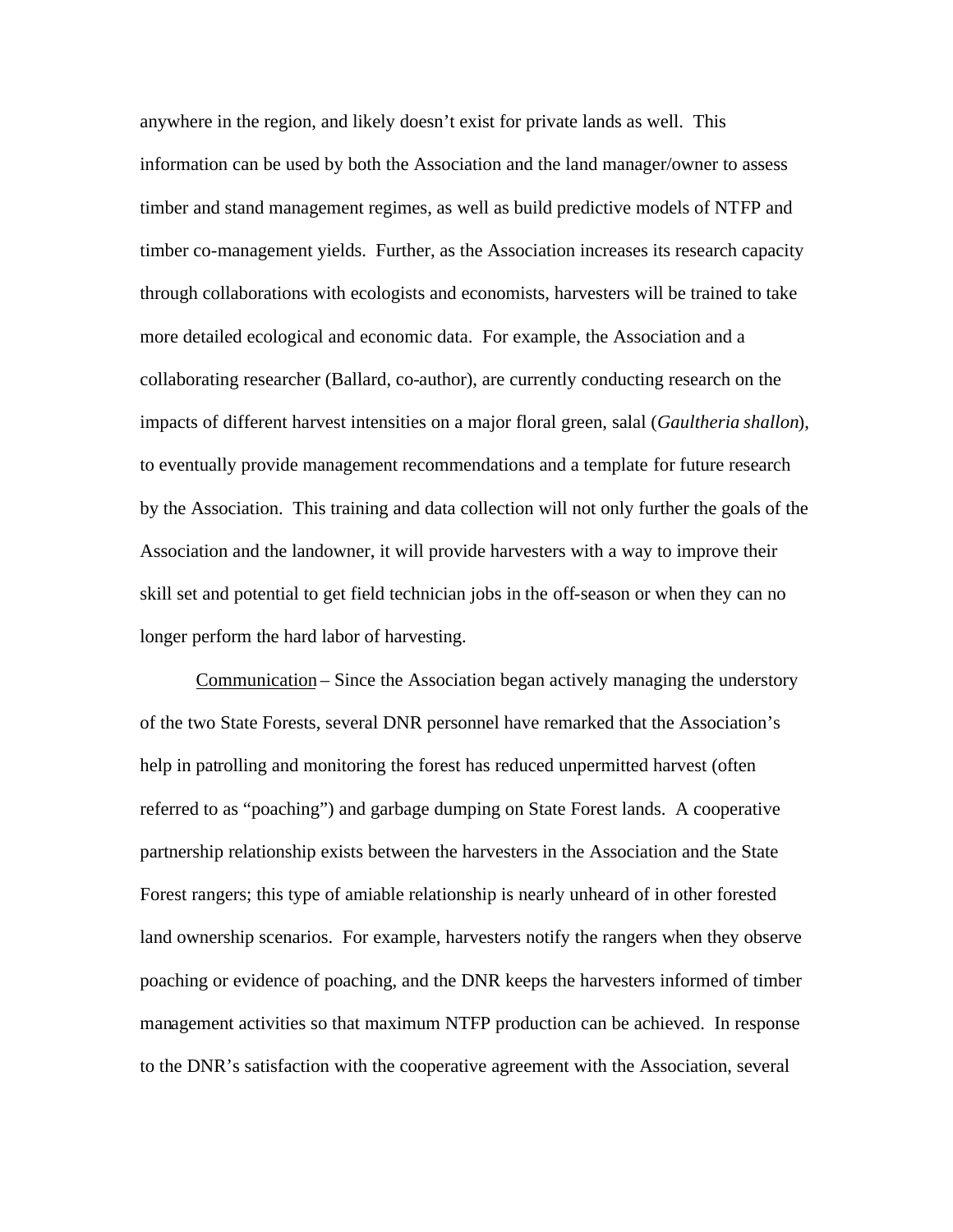anywhere in the region, and likely doesn't exist for private lands as well. This information can be used by both the Association and the land manager/owner to assess timber and stand management regimes, as well as build predictive models of NTFP and timber co-management yields. Further, as the Association increases its research capacity through collaborations with ecologists and economists, harvesters will be trained to take more detailed ecological and economic data. For example, the Association and a collaborating researcher (Ballard, co-author), are currently conducting research on the impacts of different harvest intensities on a major floral green, salal (*Gaultheria shallon*), to eventually provide management recommendations and a template for future research by the Association. This training and data collection will not only further the goals of the Association and the landowner, it will provide harvesters with a way to improve their skill set and potential to get field technician jobs in the off-season or when they can no longer perform the hard labor of harvesting.

<u>Communication</u> – Since the Association began actively managing the understory of the two State Forests, several DNR personnel have remarked that the Association's help in patrolling and monitoring the forest has reduced unpermitted harvest (often referred to as "poaching") and garbage dumping on State Forest lands. A cooperative partnership relationship exists between the harvesters in the Association and the State Forest rangers; this type of amiable relationship is nearly unheard of in other forested land ownership scenarios. For example, harvesters notify the rangers when they observe poaching or evidence of poaching, and the DNR keeps the harvesters informed of timber management activities so that maximum NTFP production can be achieved. In response to the DNR's satisfaction with the cooperative agreement with the Association, several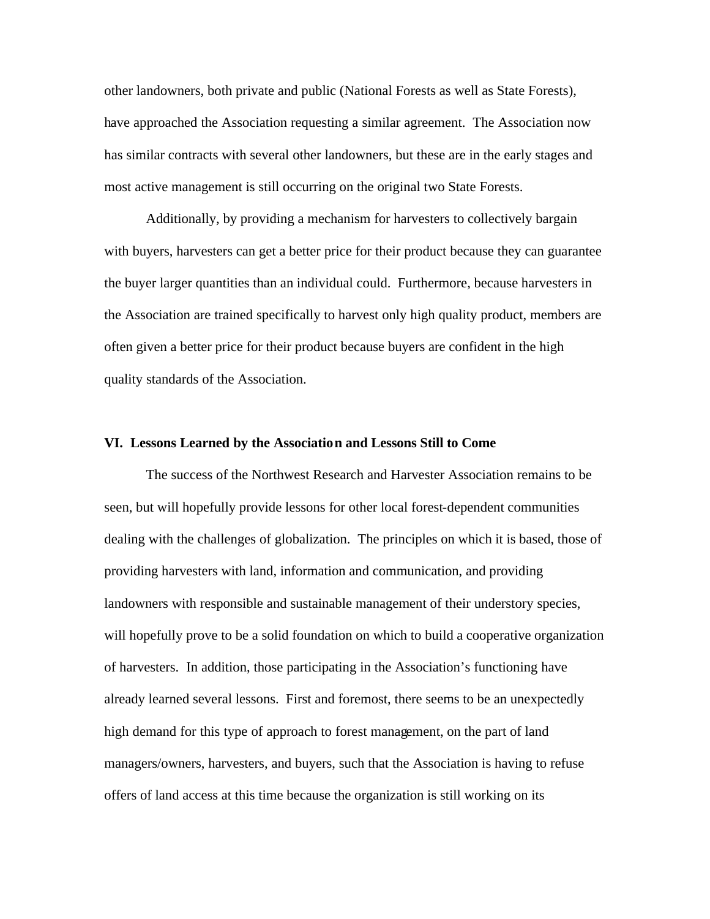other landowners, both private and public (National Forests as well as State Forests), have approached the Association requesting a similar agreement. The Association now has similar contracts with several other landowners, but these are in the early stages and most active management is still occurring on the original two State Forests.

Additionally, by providing a mechanism for harvesters to collectively bargain with buyers, harvesters can get a better price for their product because they can guarantee the buyer larger quantities than an individual could. Furthermore, because harvesters in the Association are trained specifically to harvest only high quality product, members are often given a better price for their product because buyers are confident in the high quality standards of the Association.

## VI. Lessons Learned by the Association and Lessons Still to Come

The success of the Northwest Research and Harvester Association remains to be seen, but will hopefully provide lessons for other local forest-dependent communities dealing with the challenges of globalization. The principles on which it is based, those of providing harvesters with land, information and communication, and providing landowners with responsible and sustainable management of their understory species, will hopefully prove to be a solid foundation on which to build a cooperative organization of harvesters. In addition, those participating in the Association's functioning have already learned several lessons. First and foremost, there seems to be an unexpectedly high demand for this type of approach to forest management, on the part of land managers/owners, harvesters, and buyers, such that the Association is having to refuse offers of land access at this time because the organization is still working on its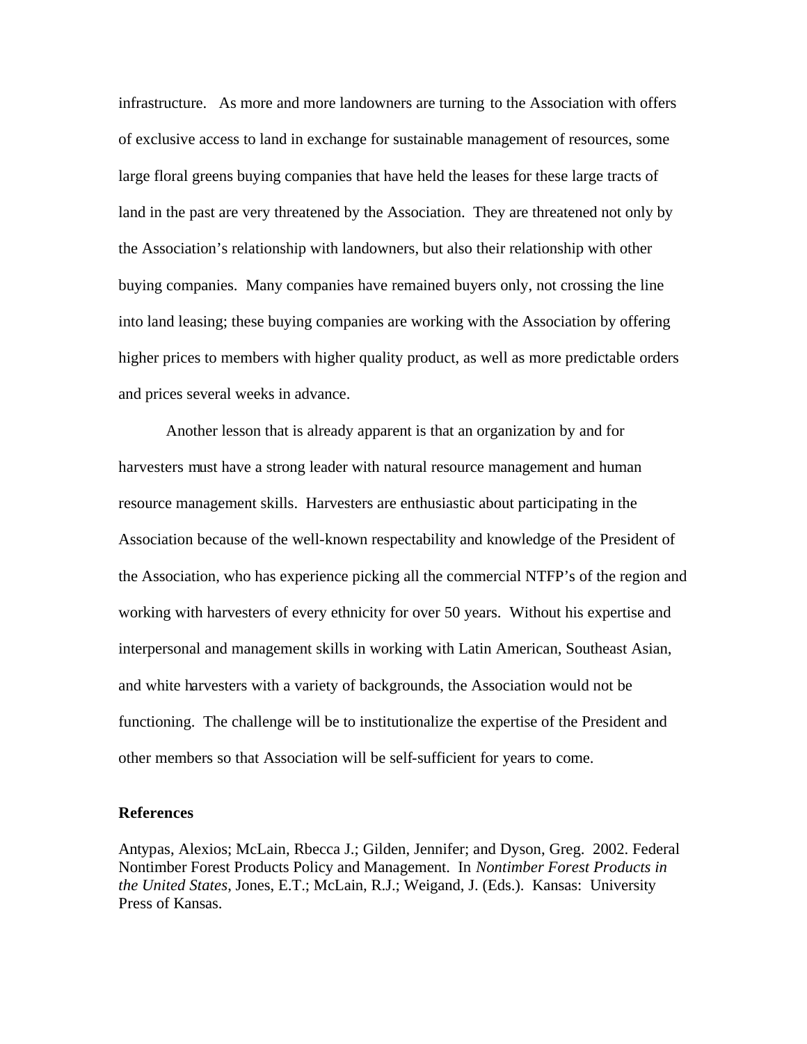infrastructure. As more and more landowners are turning to the Association with offers of exclusive access to land in exchange for sustainable management of resources, some large floral greens buying companies that have held the leases for these large tracts of land in the past are very threatened by the Association. They are threatened not only by the Association's relationship with landowners, but also their relationship with other buying companies. Many companies have remained buyers only, not crossing the line into land leasing; these buying companies are working with the Association by offering higher prices to members with higher quality product, as well as more predictable orders and prices several weeks in advance.

Another lesson that is already apparent is that an organization by and for harvesters must have a strong leader with natural resource management and human resource management skills. Harvesters are enthusiastic about participating in the Association because of the well-known respectability and knowledge of the President of the Association, who has experience picking all the commercial NTFP's of the region and working with harvesters of every ethnicity for over 50 years. Without his expertise and interpersonal and management skills in working with Latin American, Southeast Asian, and white harvesters with a variety of backgrounds, the Association would not be functioning. The challenge will be to institutionalize the expertise of the President and other members so that Association will be self-sufficient for years to come.

**References**

Antypas, Alexios; McLain, Rbecca J.; Gilden, Jennifer; and Dyson, Greg. 2002. Federal Nontimber Forest Products Policy and Management. In *Nontimber Forest Products in the United States*, Jones, E.T.; McLain, R.J.; Weigand, J. (Eds.). Kansas: University Press of Kansas.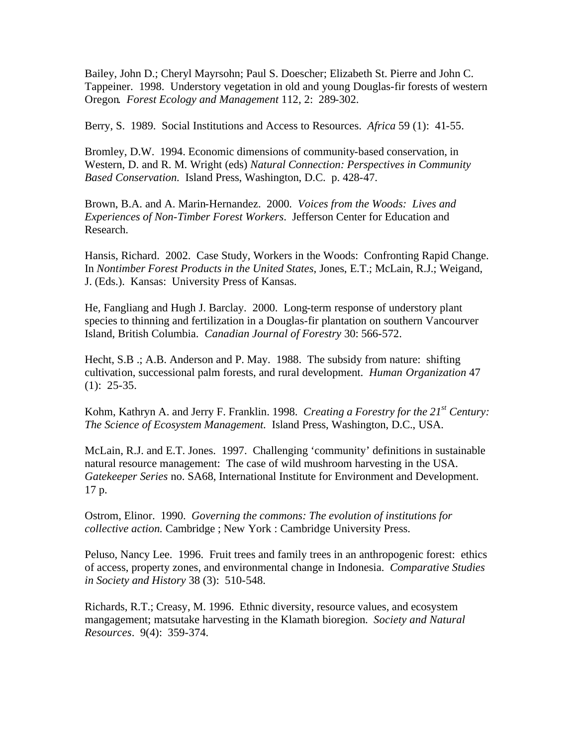Bailey, John D.; Cheryl Mayrsohn; Paul S. Doescher; Elizabeth St. Pierre and John C. Tappeiner. 1998. Understory vegetation in old and young Douglas-fir forests of western Oregon. *Forest Ecology and Management* 112, 2: 289-302.

Berry, S. 1989. Social Institutions and Access to Resources. *Africa* 59 (1): 41-55.

Bromley, D.W. 1994. Economic dimensions of community-based conservation, in Western, D. and R. M. Wright (eds) *Natural Connection: Perspectives in Community Based Conservation.* Island Press, Washington, D.C. p. 428-47.

Brown, B.A. and A. Marin-Hernandez. 2000. *Voices from the Woods: Lives and Experiences of Non-Timber Forest Workers.* Jefferson Center for Education and Research.

Hansis, Richard. 2002. Case Study, Workers in the Woods: Confronting Rapid Change. In *Nontimber Forest Products in the United States*, Jones, E.T.; McLain, R.J.; Weigand, J. (Eds.). Kansas: University Press of Kansas.

He, Fangliang and Hugh J. Barclay. 2000. Long-term response of understory plant species to thinning and fertilization in a Douglas-fir plantation on southern Vancourver Island, British Columbia. *Canadian Journal of Forestry* 30: 566-572.

Hecht, S.B .; A.B. Anderson and P. May. 1988. The subsidy from nature: shifting cultivation, successional palm forests, and rural development. *Human Organization* 47 (1): 25-35.

Kohm, Kathryn A. and Jerry F. Franklin. 1998. *Creating a Forestry for the 21st Century: The Science of Ecosystem Management.* Island Press, Washington, D.C., USA.

McLain, R.J. and E.T. Jones. 1997. Challenging 'community' definitions in sustainable natural resource management: The case of wild mushroom harvesting in the USA. *Gatekeeper Series* no. SA68, International Institute for Environment and Development. 17 p.

Ostrom, Elinor. 1990. *Governing the commons: The evolution of institutions for collective action.* Cambridge ; New York : Cambridge University Press.

Peluso, Nancy Lee. 1996. Fruit trees and family trees in an anthropogenic forest: ethics of access, property zones, and environmental change in Indonesia. *Comparative Studies in Society and History* 38 (3): 510-548.

Richards, R.T.; Creasy, M. 1996. Ethnic diversity, resource values, and ecosystem mangagement; matsutake harvesting in the Klamath bioregion. *Society and Natural Resources*. 9(4): 359-374.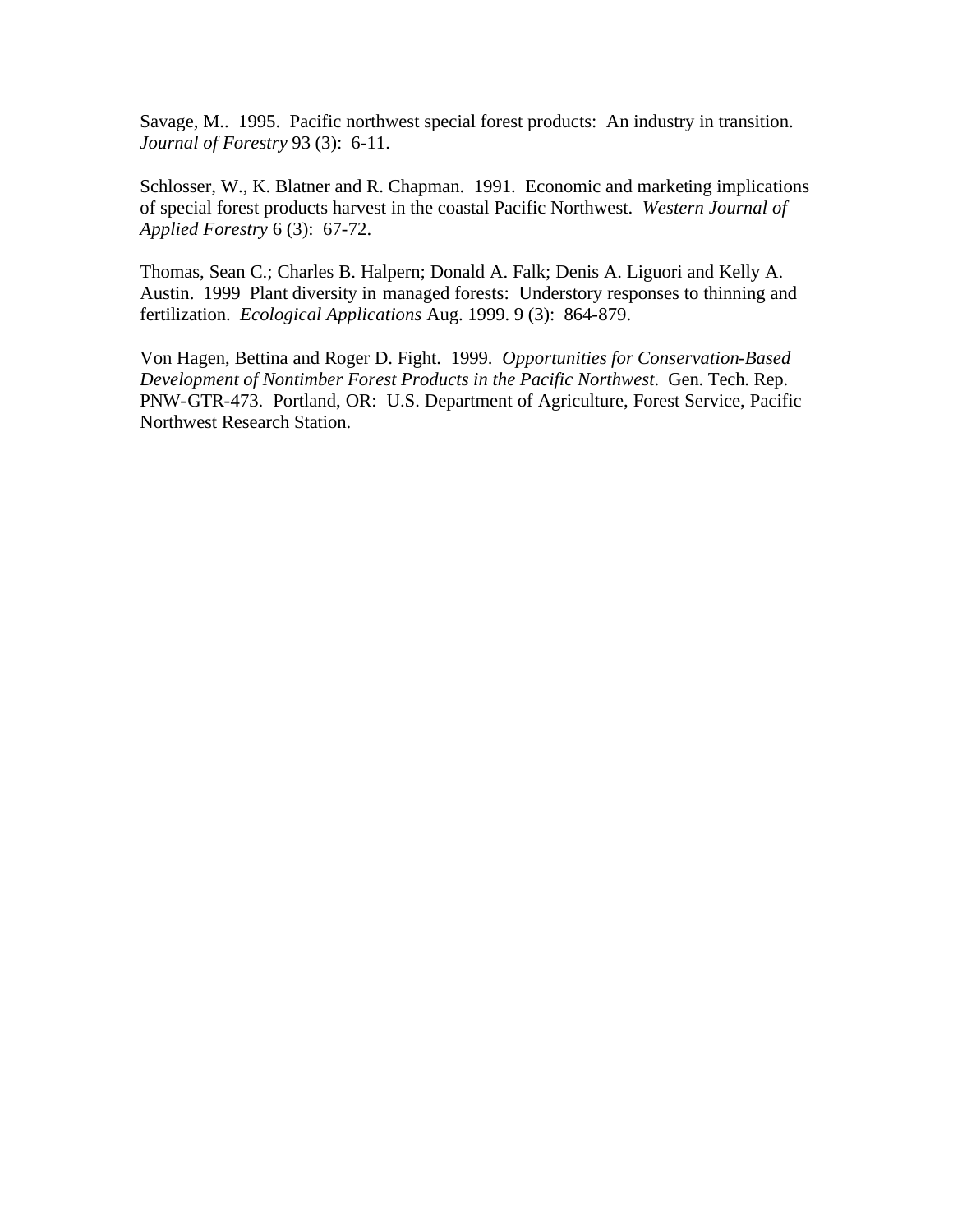Savage, M.. 1995. Pacific northwest special forest products: An industry in transition. *Journal of Forestry* 93 (3): 6-11.

Schlosser, W., K. Blatner and R. Chapman. 1991. Economic and marketing implications of special forest products harvest in the coastal Pacific Northwest. *Western Journal of Applied Forestry* 6 (3): 67-72.

Thomas, Sean C.; Charles B. Halpern; Donald A. Falk; Denis A. Liguori and Kelly A. Austin. 1999 Plant diversity in managed forests: Understory responses to thinning and fertilization. *Ecological Applications* Aug. 1999. 9 (3): 864-879.

Von Hagen, Bettina and Roger D. Fight. 1999. *Opportunities for Conservation-Based Development of Nontimber Forest Products in the Pacific Northwest*. Gen. Tech. Rep. PNW-GTR-473. Portland, OR: U.S. Department of Agriculture, Forest Service, Pacific Northwest Research Station.